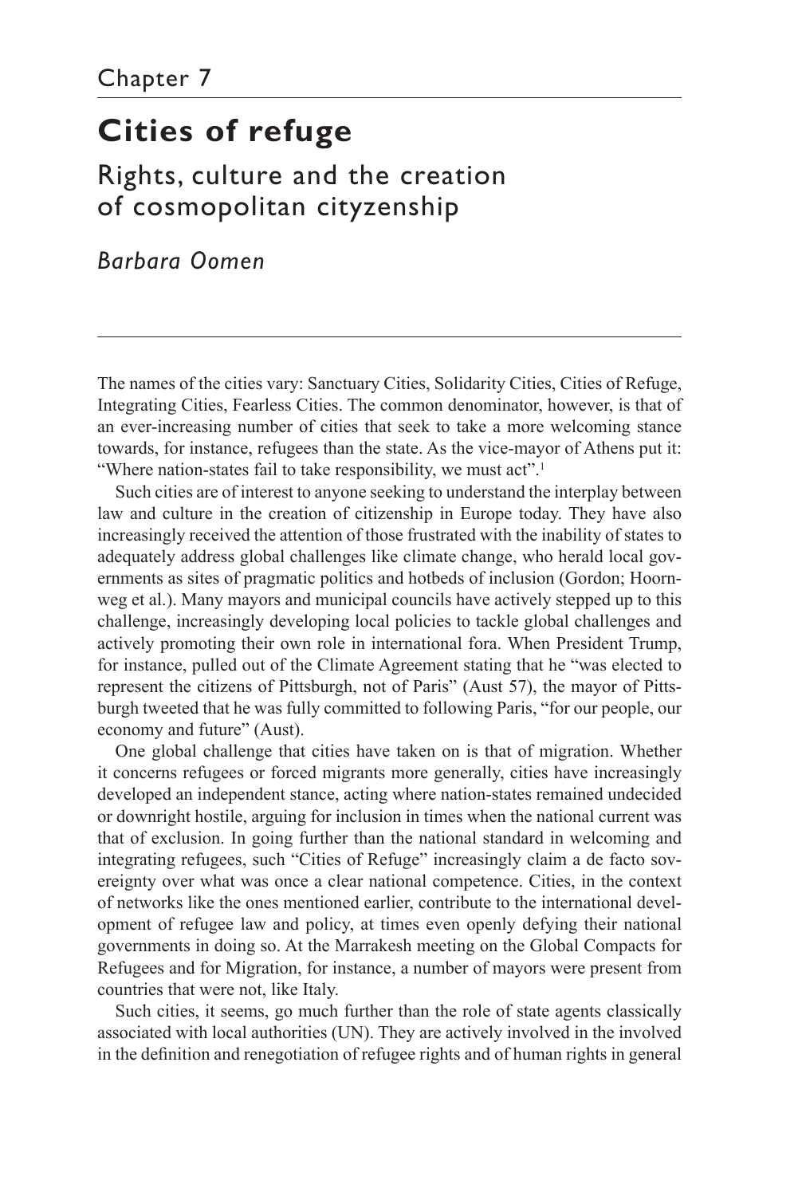Chapter 7

# Cities of refuge

## Rights, culture and the creation of cosmopolitan cityzenship

*Barbara Oomen*

The names of the cities vary: Sanctuary Cities, Solidarity Cities, Cities of Refuge, Integrating Cities, Fearless Cities. The common denominator, however, is that of an ever-increasing number of cities that seek to take a more welcoming stance towards, for instance, refugees than the state. As the vice-mayor of Athens put it: "Where nation-states fail to take responsibility, we must act".[1]

Such cities are of interest to anyone seeking to understand the interplay between law and culture in the creation of citizenship in Europe today. They have also increasingly received the attention of those frustrated with the inability of states to adequately address global challenges like climate change, who herald local governments as sites of pragmatic politics and hotbeds of inclusion (Gordon; Hoornweg et al.). Many mayors and municipal councils have actively stepped up to this challenge, increasingly developing local policies to tackle global challenges and actively promoting their own role in international fora. When President Trump, for instance, pulled out of the Climate Agreement stating that he "was elected to represent the citizens of Pittsburgh, not of Paris" (Aust 57), the mayor of Pittsburgh tweeted that he was fully committed to following Paris, "for our people, our economy and future" (Aust).

One global challenge that cities have taken on is that of migration. Whether it concerns refugees or forced migrants more generally, cities have increasingly developed an independent stance, acting where nation-states remained undecided or downright hostile, arguing for inclusion in times when the national current was that of exclusion. In going further than the national standard in welcoming and integrating refugees, such "Cities of Refuge" increasingly claim a de facto sovereignty over what was once a clear national competence. Cities, in the context of networks like the ones mentioned earlier, contribute to the international development of refugee law and policy, at times even openly defying their national governments in doing so. At the Marrakesh meeting on the Global Compacts for Refugees and for Migration, for instance, a number of mayors were present from countries that were not, like Italy.

Such cities, it seems, go much further than the role of state agents classically associated with local authorities (UN). They are actively involved in the involved in the definition and renegotiation of refugee rights and of human rights in general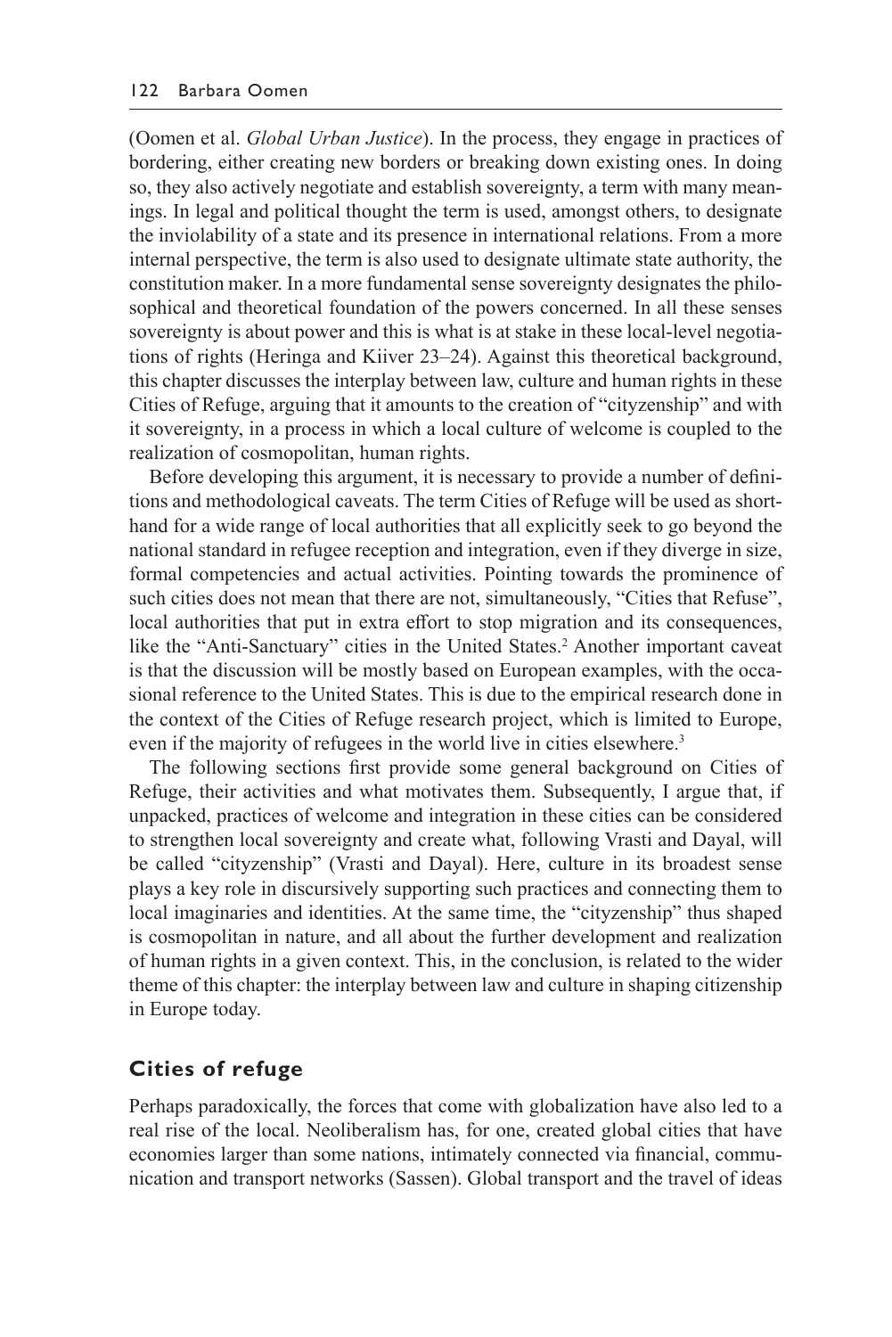(Oomen et al. *Global Urban Justice*). In the process, they engage in practices of bordering, either creating new borders or breaking down existing ones. In doing so, they also actively negotiate and establish sovereignty, a term with many meanings. In legal and political thought the term is used, amongst others, to designate the inviolability of a state and its presence in international relations. From a more internal perspective, the term is also used to designate ultimate state authority, the constitution maker. In a more fundamental sense sovereignty designates the philosophical and theoretical foundation of the powers concerned. In all these senses sovereignty is about power and this is what is at stake in these local-level negotiations of rights (Heringa and Kiiver 23–24). Against this theoretical background, this chapter discusses the interplay between law, culture and human rights in these Cities of Refuge, arguing that it amounts to the creation of "cityzenship" and with it sovereignty, in a process in which a local culture of welcome is coupled to the realization of cosmopolitan, human rights.

Before developing this argument, it is necessary to provide a number of definitions and methodological caveats. The term Cities of Refuge will be used as shorthand for a wide range of local authorities that all explicitly seek to go beyond the national standard in refugee reception and integration, even if they diverge in size, formal competencies and actual activities. Pointing towards the prominence of such cities does not mean that there are not, simultaneously, "Cities that Refuse", local authorities that put in extra effort to stop migration and its consequences, like the "Anti-Sanctuary" cities in the United States.[2] Another important caveat is that the discussion will be mostly based on European examples, with the occasional reference to the United States. This is due to the empirical research done in the context of the Cities of Refuge research project, which is limited to Europe, even if the majority of refugees in the world live in cities elsewhere.[3]

The following sections first provide some general background on Cities of Refuge, their activities and what motivates them. Subsequently, I argue that, if unpacked, practices of welcome and integration in these cities can be considered to strengthen local sovereignty and create what, following Vrasti and Dayal, will be called "cityzenship" (Vrasti and Dayal). Here, culture in its broadest sense plays a key role in discursively supporting such practices and connecting them to local imaginaries and identities. At the same time, the "cityzenship" thus shaped is cosmopolitan in nature, and all about the further development and realization of human rights in a given context. This, in the conclusion, is related to the wider theme of this chapter: the interplay between law and culture in shaping citizenship in Europe today.

## Cities of refuge

Perhaps paradoxically, the forces that come with globalization have also led to a real rise of the local. Neoliberalism has, for one, created global cities that have economies larger than some nations, intimately connected via financial, communication and transport networks (Sassen). Global transport and the travel of ideas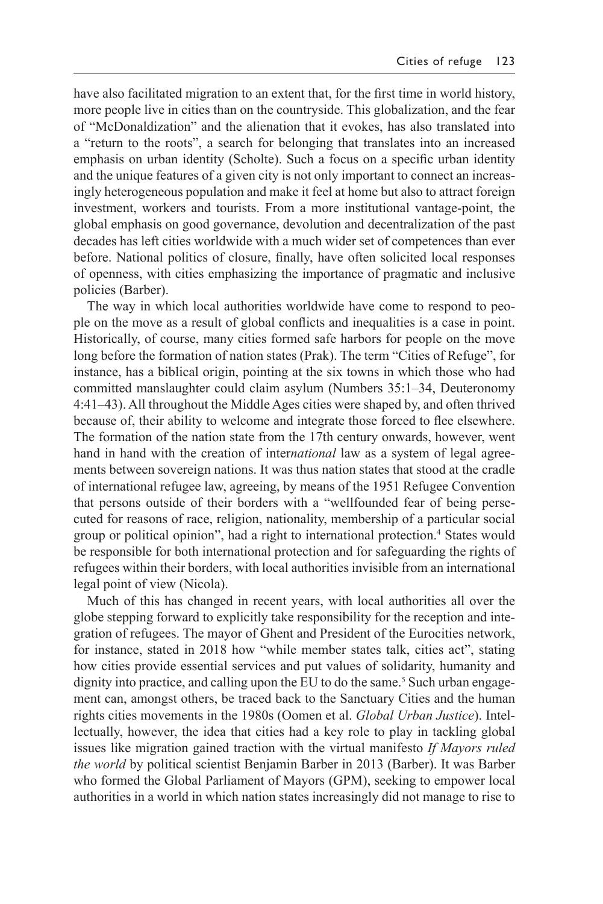have also facilitated migration to an extent that, for the first time in world history, more people live in cities than on the countryside. This globalization, and the fear of "McDonaldization" and the alienation that it evokes, has also translated into a "return to the roots", a search for belonging that translates into an increased emphasis on urban identity (Scholte). Such a focus on a specific urban identity and the unique features of a given city is not only important to connect an increasingly heterogeneous population and make it feel at home but also to attract foreign investment, workers and tourists. From a more institutional vantage-point, the global emphasis on good governance, devolution and decentralization of the past decades has left cities worldwide with a much wider set of competences than ever before. National politics of closure, finally, have often solicited local responses of openness, with cities emphasizing the importance of pragmatic and inclusive policies (Barber).

The way in which local authorities worldwide have come to respond to people on the move as a result of global conflicts and inequalities is a case in point. Historically, of course, many cities formed safe harbors for people on the move long before the formation of nation states (Prak). The term "Cities of Refuge", for instance, has a biblical origin, pointing at the six towns in which those who had committed manslaughter could claim asylum (Numbers 35:1–34, Deuteronomy 4:41–43). All throughout the Middle Ages cities were shaped by, and often thrived because of, their ability to welcome and integrate those forced to flee elsewhere. The formation of the nation state from the 17th century onwards, however, went hand in hand with the creation of inter*national* law as a system of legal agreements between sovereign nations. It was thus nation states that stood at the cradle of international refugee law, agreeing, by means of the 1951 Refugee Convention that persons outside of their borders with a "wellfounded fear of being persecuted for reasons of race, religion, nationality, membership of a particular social group or political opinion", had a right to international protection.[4] States would be responsible for both international protection and for safeguarding the rights of refugees within their borders, with local authorities invisible from an international legal point of view (Nicola).

Much of this has changed in recent years, with local authorities all over the globe stepping forward to explicitly take responsibility for the reception and integration of refugees. The mayor of Ghent and President of the Eurocities network, for instance, stated in 2018 how "while member states talk, cities act", stating how cities provide essential services and put values of solidarity, humanity and dignity into practice, and calling upon the EU to do the same.[5] Such urban engagement can, amongst others, be traced back to the Sanctuary Cities and the human rights cities movements in the 1980s (Oomen et al. *Global Urban Justice*). Intellectually, however, the idea that cities had a key role to play in tackling global issues like migration gained traction with the virtual manifesto *If Mayors ruled the world* by political scientist Benjamin Barber in 2013 (Barber). It was Barber who formed the Global Parliament of Mayors (GPM), seeking to empower local authorities in a world in which nation states increasingly did not manage to rise to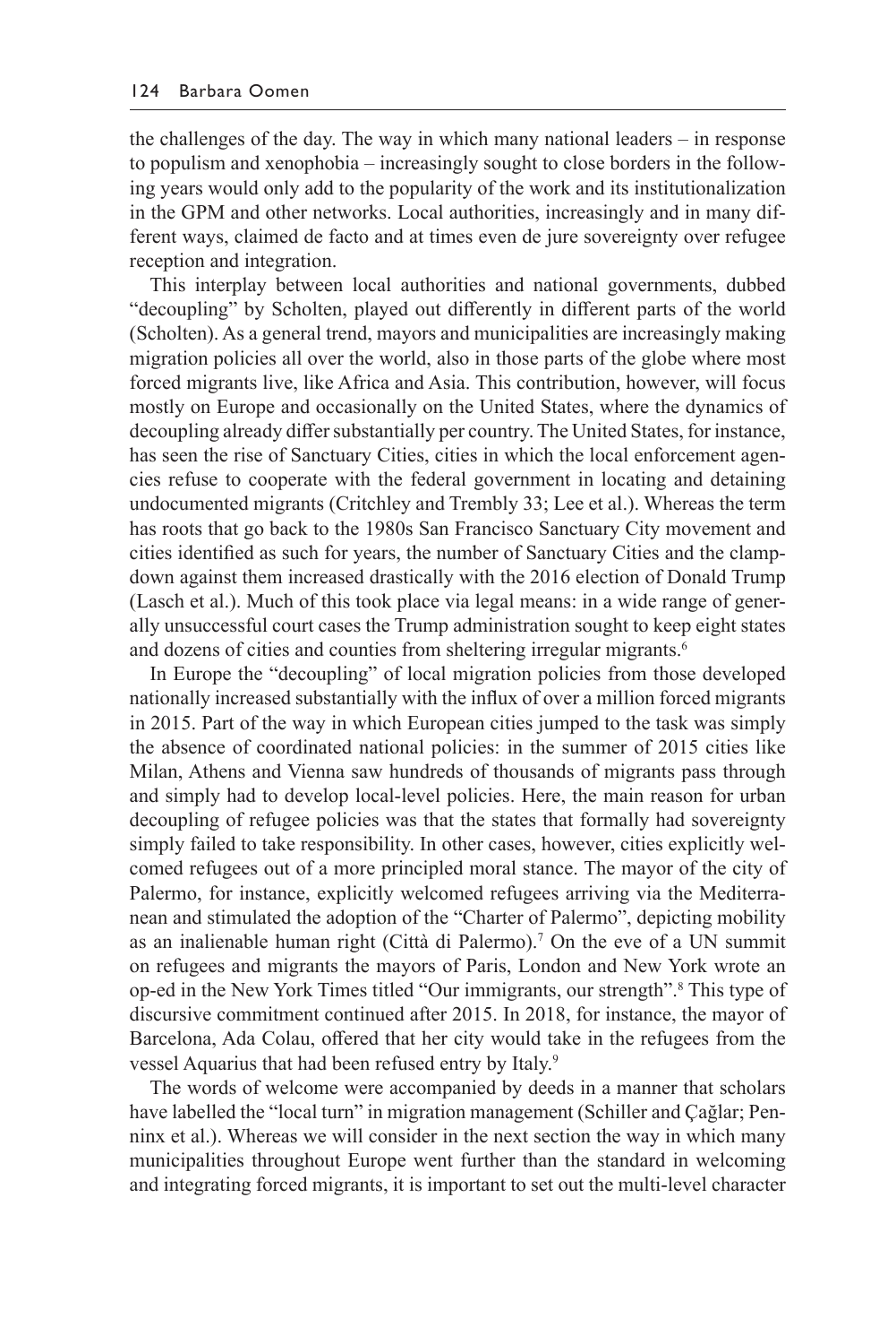the challenges of the day. The way in which many national leaders – in response to populism and xenophobia – increasingly sought to close borders in the following years would only add to the popularity of the work and its institutionalization in the GPM and other networks. Local authorities, increasingly and in many different ways, claimed de facto and at times even de jure sovereignty over refugee reception and integration.

This interplay between local authorities and national governments, dubbed "decoupling" by Scholten, played out differently in different parts of the world (Scholten). As a general trend, mayors and municipalities are increasingly making migration policies all over the world, also in those parts of the globe where most forced migrants live, like Africa and Asia. This contribution, however, will focus mostly on Europe and occasionally on the United States, where the dynamics of decoupling already differ substantially per country. The United States, for instance, has seen the rise of Sanctuary Cities, cities in which the local enforcement agencies refuse to cooperate with the federal government in locating and detaining undocumented migrants (Critchley and Trembly 33; Lee et al.). Whereas the term has roots that go back to the 1980s San Francisco Sanctuary City movement and cities identified as such for years, the number of Sanctuary Cities and the clampdown against them increased drastically with the 2016 election of Donald Trump (Lasch et al.). Much of this took place via legal means: in a wide range of generally unsuccessful court cases the Trump administration sought to keep eight states and dozens of cities and counties from sheltering irregular migrants.[6]

In Europe the "decoupling" of local migration policies from those developed nationally increased substantially with the influx of over a million forced migrants in 2015. Part of the way in which European cities jumped to the task was simply the absence of coordinated national policies: in the summer of 2015 cities like Milan, Athens and Vienna saw hundreds of thousands of migrants pass through and simply had to develop local-level policies. Here, the main reason for urban decoupling of refugee policies was that the states that formally had sovereignty simply failed to take responsibility. In other cases, however, cities explicitly welcomed refugees out of a more principled moral stance. The mayor of the city of Palermo, for instance, explicitly welcomed refugees arriving via the Mediterranean and stimulated the adoption of the "Charter of Palermo", depicting mobility as an inalienable human right (Città di Palermo).[7] On the eve of a UN summit on refugees and migrants the mayors of Paris, London and New York wrote an op-ed in the New York Times titled "Our immigrants, our strength".[8] This type of discursive commitment continued after 2015. In 2018, for instance, the mayor of Barcelona, Ada Colau, offered that her city would take in the refugees from the vessel Aquarius that had been refused entry by Italy.[9]

The words of welcome were accompanied by deeds in a manner that scholars have labelled the "local turn" in migration management (Schiller and Çağlar; Penninx et al.). Whereas we will consider in the next section the way in which many municipalities throughout Europe went further than the standard in welcoming and integrating forced migrants, it is important to set out the multi-level character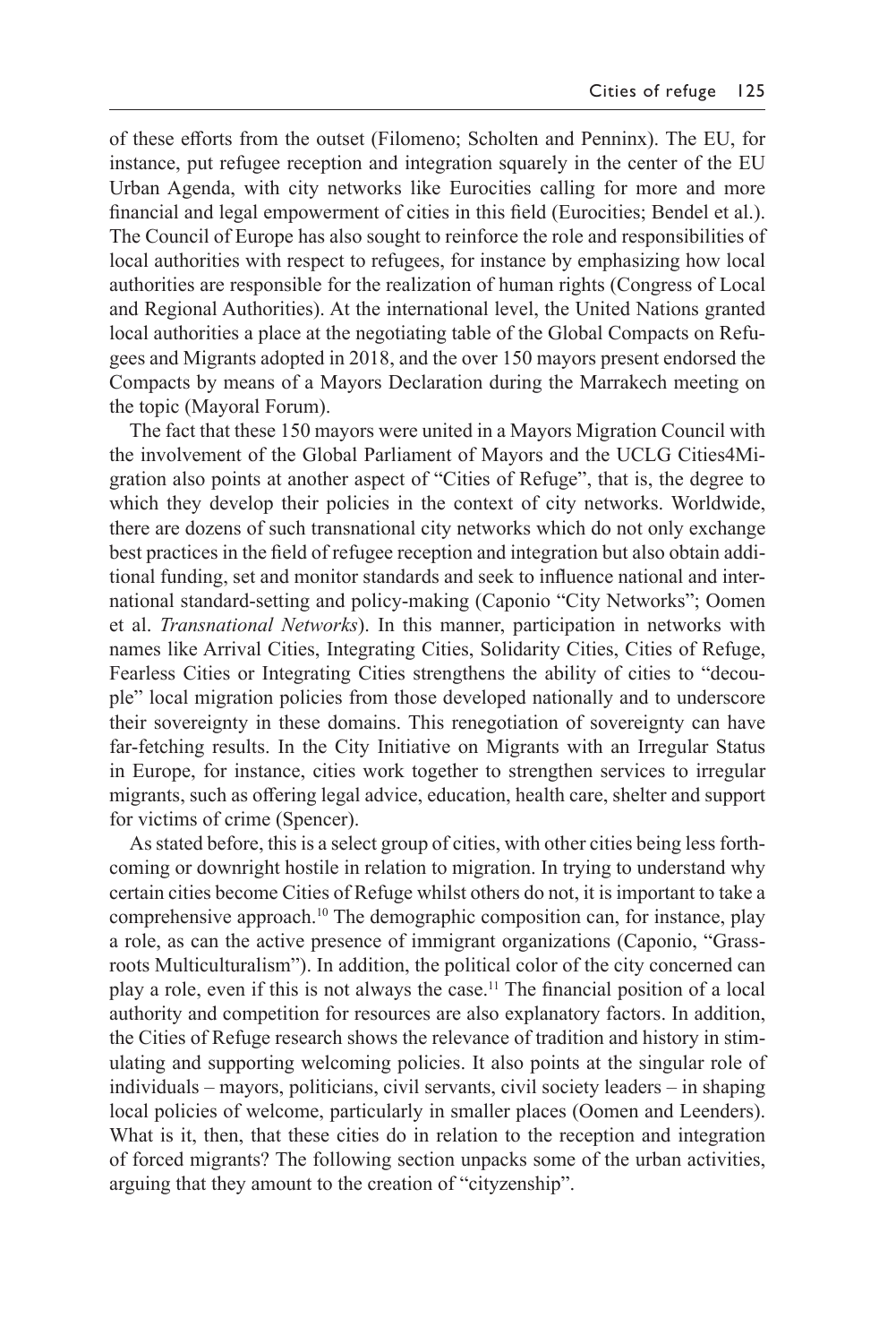of these efforts from the outset (Filomeno; Scholten and Penninx). The EU, for instance, put refugee reception and integration squarely in the center of the EU Urban Agenda, with city networks like Eurocities calling for more and more financial and legal empowerment of cities in this field (Eurocities; Bendel et al.). The Council of Europe has also sought to reinforce the role and responsibilities of local authorities with respect to refugees, for instance by emphasizing how local authorities are responsible for the realization of human rights (Congress of Local and Regional Authorities). At the international level, the United Nations granted local authorities a place at the negotiating table of the Global Compacts on Refugees and Migrants adopted in 2018, and the over 150 mayors present endorsed the Compacts by means of a Mayors Declaration during the Marrakech meeting on the topic (Mayoral Forum).

The fact that these 150 mayors were united in a Mayors Migration Council with the involvement of the Global Parliament of Mayors and the UCLG Cities4Migration also points at another aspect of "Cities of Refuge", that is, the degree to which they develop their policies in the context of city networks. Worldwide, there are dozens of such transnational city networks which do not only exchange best practices in the field of refugee reception and integration but also obtain additional funding, set and monitor standards and seek to influence national and international standard-setting and policy-making (Caponio "City Networks"; Oomen et al. *Transnational Networks*). In this manner, participation in networks with names like Arrival Cities, Integrating Cities, Solidarity Cities, Cities of Refuge, Fearless Cities or Integrating Cities strengthens the ability of cities to "decouple" local migration policies from those developed nationally and to underscore their sovereignty in these domains. This renegotiation of sovereignty can have far-fetching results. In the City Initiative on Migrants with an Irregular Status in Europe, for instance, cities work together to strengthen services to irregular migrants, such as offering legal advice, education, health care, shelter and support for victims of crime (Spencer).

As stated before, this is a select group of cities, with other cities being less forthcoming or downright hostile in relation to migration. In trying to understand why certain cities become Cities of Refuge whilst others do not, it is important to take a comprehensive approach.[10] The demographic composition can, for instance, play a role, as can the active presence of immigrant organizations (Caponio, "Grassroots Multiculturalism"). In addition, the political color of the city concerned can play a role, even if this is not always the case.[11] The financial position of a local authority and competition for resources are also explanatory factors. In addition, the Cities of Refuge research shows the relevance of tradition and history in stimulating and supporting welcoming policies. It also points at the singular role of individuals – mayors, politicians, civil servants, civil society leaders – in shaping local policies of welcome, particularly in smaller places (Oomen and Leenders). What is it, then, that these cities do in relation to the reception and integration of forced migrants? The following section unpacks some of the urban activities, arguing that they amount to the creation of "cityzenship".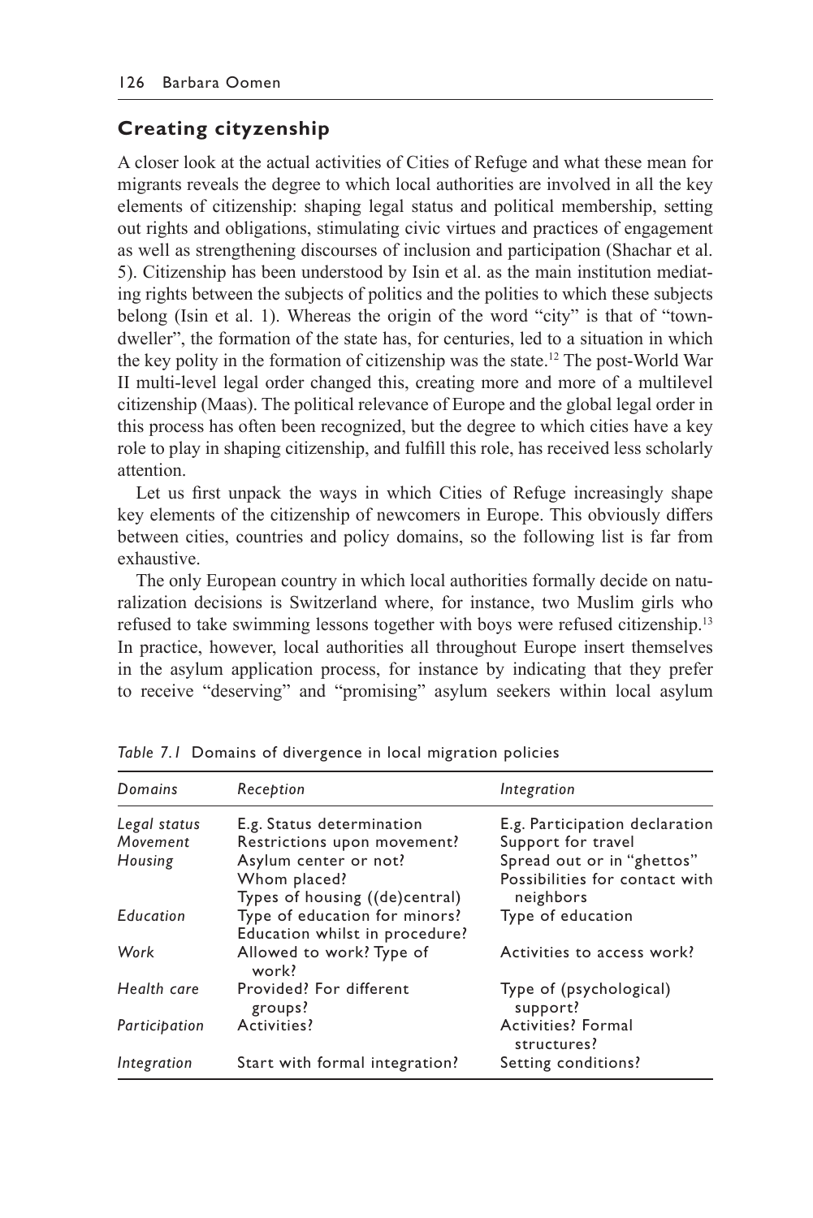## Creating cityzenship

A closer look at the actual activities of Cities of Refuge and what these mean for migrants reveals the degree to which local authorities are involved in all the key elements of citizenship: shaping legal status and political membership, setting out rights and obligations, stimulating civic virtues and practices of engagement as well as strengthening discourses of inclusion and participation (Shachar et al. 5). Citizenship has been understood by Isin et al. as the main institution mediating rights between the subjects of politics and the polities to which these subjects belong (Isin et al. 1). Whereas the origin of the word "city" is that of "town-dweller", the formation of the state has, for centuries, led to a situation in which the key polity in the formation of citizenship was the state.[12] The post-World War II multi-level legal order changed this, creating more and more of a multilevel citizenship (Maas). The political relevance of Europe and the global legal order in this process has often been recognized, but the degree to which cities have a key role to play in shaping citizenship, and fulfill this role, has received less scholarly attention.

Let us first unpack the ways in which Cities of Refuge increasingly shape key elements of the citizenship of newcomers in Europe. This obviously differs between cities, countries and policy domains, so the following list is far from exhaustive.

The only European country in which local authorities formally decide on naturalization decisions is Switzerland where, for instance, two Muslim girls who refused to take swimming lessons together with boys were refused citizenship.[13] In practice, however, local authorities all throughout Europe insert themselves in the asylum application process, for instance by indicating that they prefer to receive "deserving" and "promising" asylum seekers within local asylum

*Table 7.1* Domains of divergence in local migration policies

| *Domains* | *Reception* | *Integration* |
|---|---|---|
| *Legal status* | E.g. Status determination | E.g. Participation declaration |
| *Movement* | Restrictions upon movement? | Support for travel |
| *Housing* | Asylum center or not? Whom placed? Types of housing ((de)central) | Spread out or in "ghettos" Possibilities for contact with neighbors |
| *Education* | Type of education for minors? Education whilst in procedure? | Type of education |
| *Work* | Allowed to work? Type of work? | Activities to access work? |
| *Health care* | Provided? For different groups? | Type of (psychological) support? |
| *Participation* | Activities? | Activities? Formal structures? |
| *Integration* | Start with formal integration? | Setting conditions? |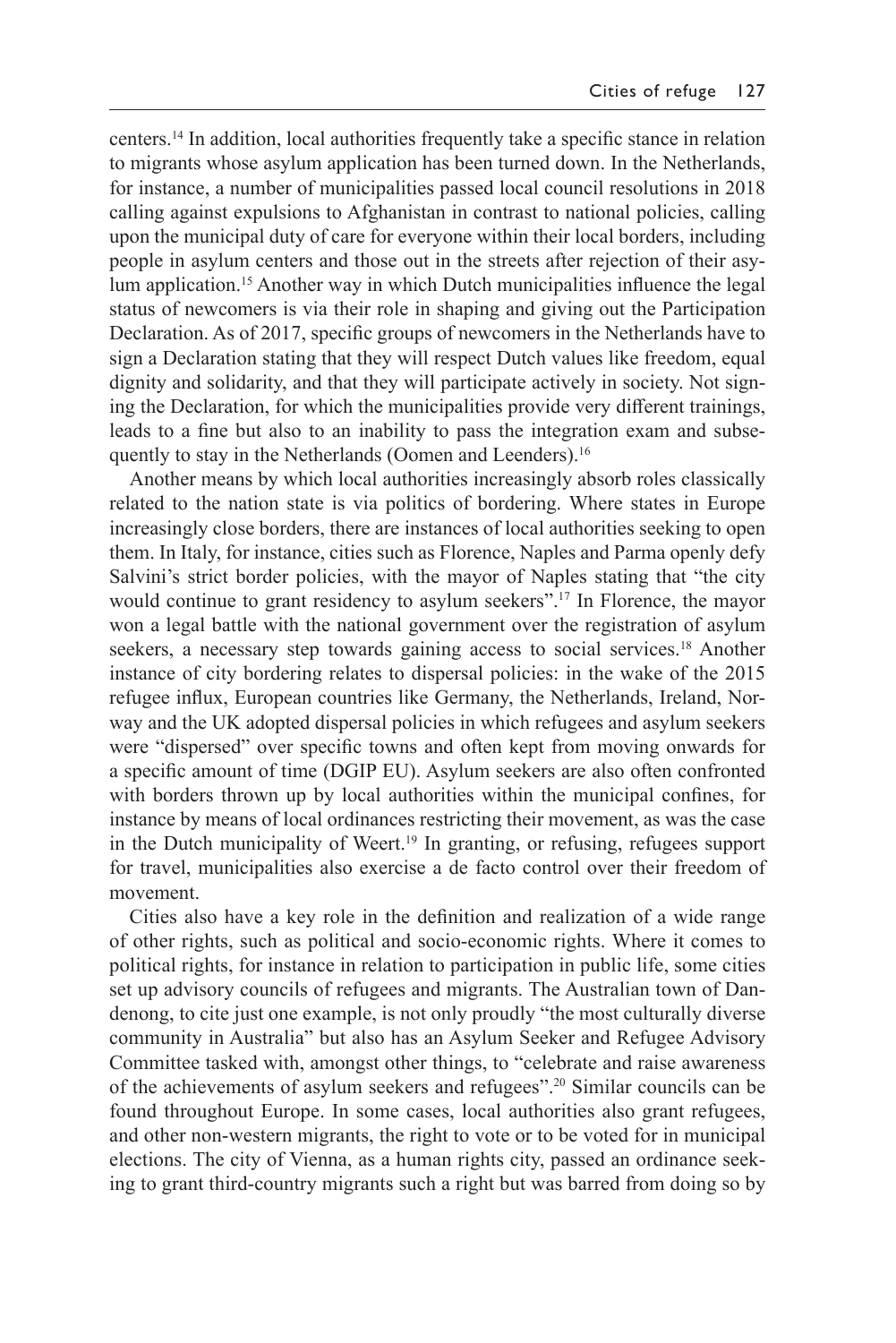centers.[14] In addition, local authorities frequently take a specific stance in relation to migrants whose asylum application has been turned down. In the Netherlands, for instance, a number of municipalities passed local council resolutions in 2018 calling against expulsions to Afghanistan in contrast to national policies, calling upon the municipal duty of care for everyone within their local borders, including people in asylum centers and those out in the streets after rejection of their asylum application.[15] Another way in which Dutch municipalities influence the legal status of newcomers is via their role in shaping and giving out the Participation Declaration. As of 2017, specific groups of newcomers in the Netherlands have to sign a Declaration stating that they will respect Dutch values like freedom, equal dignity and solidarity, and that they will participate actively in society. Not signing the Declaration, for which the municipalities provide very different trainings, leads to a fine but also to an inability to pass the integration exam and subsequently to stay in the Netherlands (Oomen and Leenders).[16]

Another means by which local authorities increasingly absorb roles classically related to the nation state is via politics of bordering. Where states in Europe increasingly close borders, there are instances of local authorities seeking to open them. In Italy, for instance, cities such as Florence, Naples and Parma openly defy Salvini's strict border policies, with the mayor of Naples stating that "the city would continue to grant residency to asylum seekers".[17] In Florence, the mayor won a legal battle with the national government over the registration of asylum seekers, a necessary step towards gaining access to social services.[18] Another instance of city bordering relates to dispersal policies: in the wake of the 2015 refugee influx, European countries like Germany, the Netherlands, Ireland, Norway and the UK adopted dispersal policies in which refugees and asylum seekers were "dispersed" over specific towns and often kept from moving onwards for a specific amount of time (DGIP EU). Asylum seekers are also often confronted with borders thrown up by local authorities within the municipal confines, for instance by means of local ordinances restricting their movement, as was the case in the Dutch municipality of Weert.[19] In granting, or refusing, refugees support for travel, municipalities also exercise a de facto control over their freedom of movement.

Cities also have a key role in the definition and realization of a wide range of other rights, such as political and socio-economic rights. Where it comes to political rights, for instance in relation to participation in public life, some cities set up advisory councils of refugees and migrants. The Australian town of Dandenong, to cite just one example, is not only proudly "the most culturally diverse community in Australia" but also has an Asylum Seeker and Refugee Advisory Committee tasked with, amongst other things, to "celebrate and raise awareness of the achievements of asylum seekers and refugees".[20] Similar councils can be found throughout Europe. In some cases, local authorities also grant refugees, and other non-western migrants, the right to vote or to be voted for in municipal elections. The city of Vienna, as a human rights city, passed an ordinance seeking to grant third-country migrants such a right but was barred from doing so by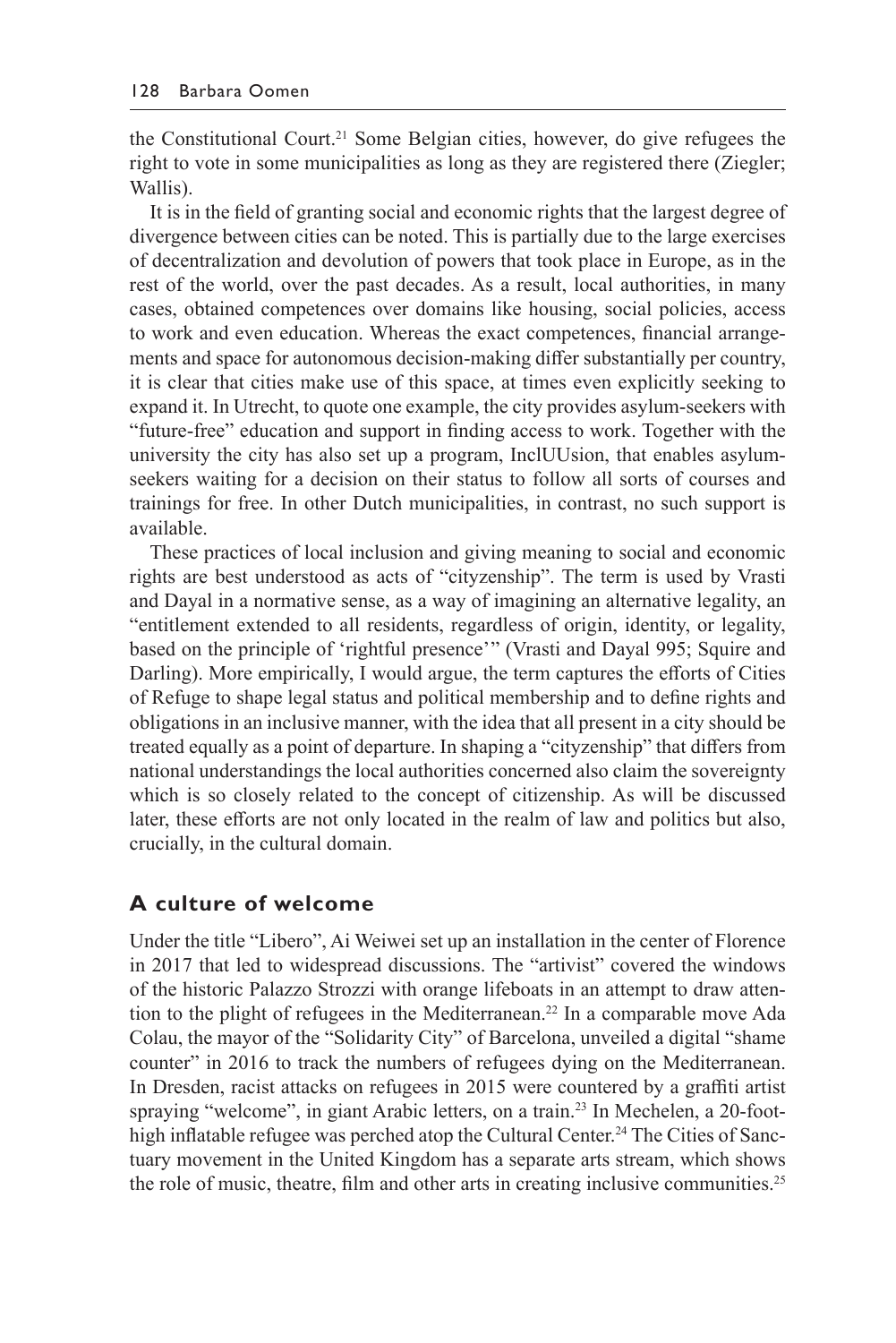the Constitutional Court.[21] Some Belgian cities, however, do give refugees the right to vote in some municipalities as long as they are registered there (Ziegler; Wallis).

It is in the field of granting social and economic rights that the largest degree of divergence between cities can be noted. This is partially due to the large exercises of decentralization and devolution of powers that took place in Europe, as in the rest of the world, over the past decades. As a result, local authorities, in many cases, obtained competences over domains like housing, social policies, access to work and even education. Whereas the exact competences, financial arrangements and space for autonomous decision-making differ substantially per country, it is clear that cities make use of this space, at times even explicitly seeking to expand it. In Utrecht, to quote one example, the city provides asylum-seekers with "future-free" education and support in finding access to work. Together with the university the city has also set up a program, InclUUsion, that enables asylum-seekers waiting for a decision on their status to follow all sorts of courses and trainings for free. In other Dutch municipalities, in contrast, no such support is available.

These practices of local inclusion and giving meaning to social and economic rights are best understood as acts of "cityzenship". The term is used by Vrasti and Dayal in a normative sense, as a way of imagining an alternative legality, an "entitlement extended to all residents, regardless of origin, identity, or legality, based on the principle of 'rightful presence'" (Vrasti and Dayal 995; Squire and Darling). More empirically, I would argue, the term captures the efforts of Cities of Refuge to shape legal status and political membership and to define rights and obligations in an inclusive manner, with the idea that all present in a city should be treated equally as a point of departure. In shaping a "cityzenship" that differs from national understandings the local authorities concerned also claim the sovereignty which is so closely related to the concept of citizenship. As will be discussed later, these efforts are not only located in the realm of law and politics but also, crucially, in the cultural domain.

## A culture of welcome

Under the title "Libero", Ai Weiwei set up an installation in the center of Florence in 2017 that led to widespread discussions. The "artivist" covered the windows of the historic Palazzo Strozzi with orange lifeboats in an attempt to draw attention to the plight of refugees in the Mediterranean.[22] In a comparable move Ada Colau, the mayor of the "Solidarity City" of Barcelona, unveiled a digital "shame counter" in 2016 to track the numbers of refugees dying on the Mediterranean. In Dresden, racist attacks on refugees in 2015 were countered by a graffiti artist spraying "welcome", in giant Arabic letters, on a train.[23] In Mechelen, a 20-foot-high inflatable refugee was perched atop the Cultural Center.[24] The Cities of Sanctuary movement in the United Kingdom has a separate arts stream, which shows the role of music, theatre, film and other arts in creating inclusive communities.[25]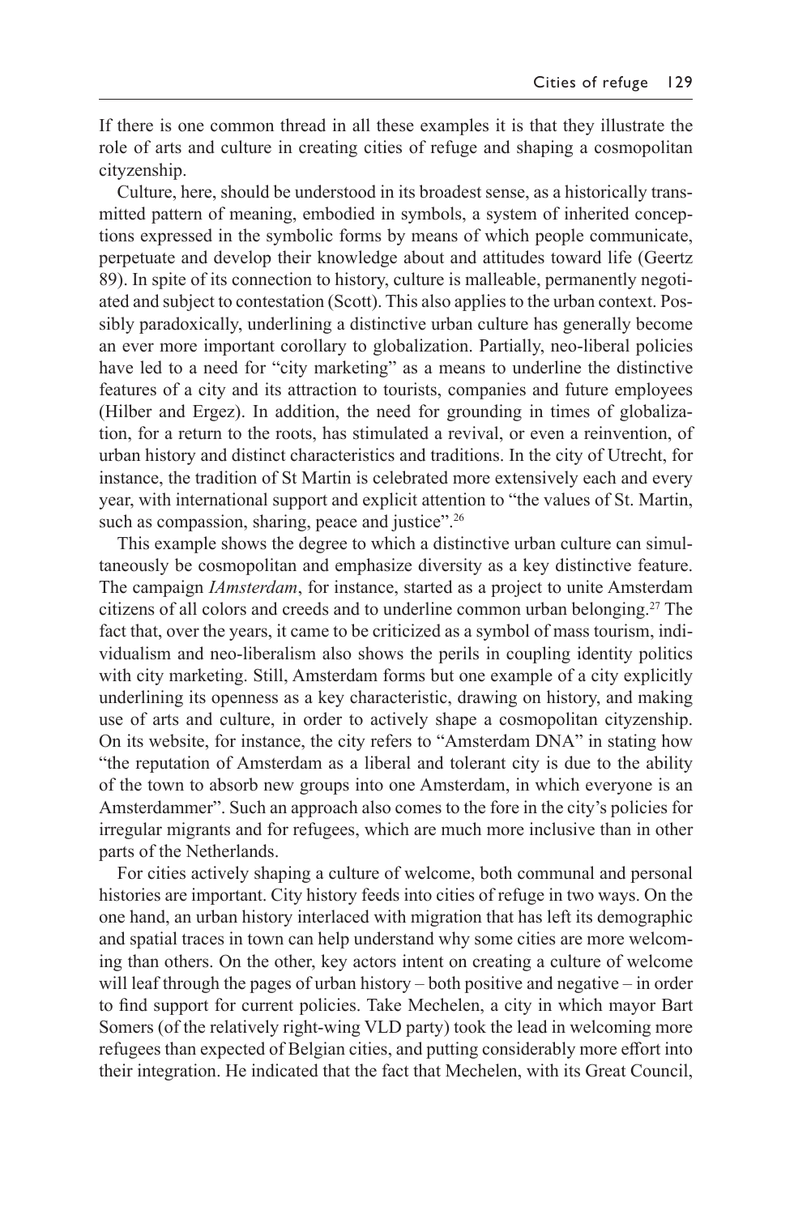If there is one common thread in all these examples it is that they illustrate the role of arts and culture in creating cities of refuge and shaping a cosmopolitan cityzenship.

Culture, here, should be understood in its broadest sense, as a historically transmitted pattern of meaning, embodied in symbols, a system of inherited conceptions expressed in the symbolic forms by means of which people communicate, perpetuate and develop their knowledge about and attitudes toward life (Geertz 89). In spite of its connection to history, culture is malleable, permanently negotiated and subject to contestation (Scott). This also applies to the urban context. Possibly paradoxically, underlining a distinctive urban culture has generally become an ever more important corollary to globalization. Partially, neo-liberal policies have led to a need for "city marketing" as a means to underline the distinctive features of a city and its attraction to tourists, companies and future employees (Hilber and Ergez). In addition, the need for grounding in times of globalization, for a return to the roots, has stimulated a revival, or even a reinvention, of urban history and distinct characteristics and traditions. In the city of Utrecht, for instance, the tradition of St Martin is celebrated more extensively each and every year, with international support and explicit attention to "the values of St. Martin, such as compassion, sharing, peace and justice".[26]

This example shows the degree to which a distinctive urban culture can simultaneously be cosmopolitan and emphasize diversity as a key distinctive feature. The campaign *IAmsterdam*, for instance, started as a project to unite Amsterdam citizens of all colors and creeds and to underline common urban belonging.[27] The fact that, over the years, it came to be criticized as a symbol of mass tourism, individualism and neo-liberalism also shows the perils in coupling identity politics with city marketing. Still, Amsterdam forms but one example of a city explicitly underlining its openness as a key characteristic, drawing on history, and making use of arts and culture, in order to actively shape a cosmopolitan cityzenship. On its website, for instance, the city refers to "Amsterdam DNA" in stating how "the reputation of Amsterdam as a liberal and tolerant city is due to the ability of the town to absorb new groups into one Amsterdam, in which everyone is an Amsterdammer". Such an approach also comes to the fore in the city's policies for irregular migrants and for refugees, which are much more inclusive than in other parts of the Netherlands.

For cities actively shaping a culture of welcome, both communal and personal histories are important. City history feeds into cities of refuge in two ways. On the one hand, an urban history interlaced with migration that has left its demographic and spatial traces in town can help understand why some cities are more welcoming than others. On the other, key actors intent on creating a culture of welcome will leaf through the pages of urban history – both positive and negative – in order to find support for current policies. Take Mechelen, a city in which mayor Bart Somers (of the relatively right-wing VLD party) took the lead in welcoming more refugees than expected of Belgian cities, and putting considerably more effort into their integration. He indicated that the fact that Mechelen, with its Great Council,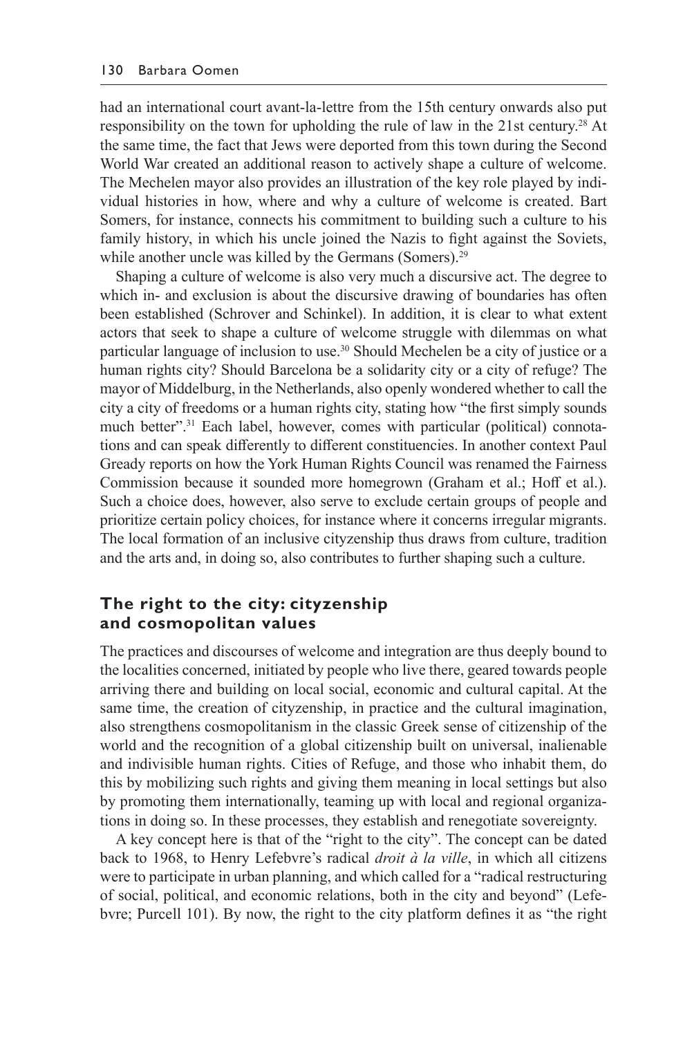had an international court avant-la-lettre from the 15th century onwards also put responsibility on the town for upholding the rule of law in the 21st century.[28] At the same time, the fact that Jews were deported from this town during the Second World War created an additional reason to actively shape a culture of welcome. The Mechelen mayor also provides an illustration of the key role played by individual histories in how, where and why a culture of welcome is created. Bart Somers, for instance, connects his commitment to building such a culture to his family history, in which his uncle joined the Nazis to fight against the Soviets, while another uncle was killed by the Germans (Somers).[29]

Shaping a culture of welcome is also very much a discursive act. The degree to which in- and exclusion is about the discursive drawing of boundaries has often been established (Schrover and Schinkel). In addition, it is clear to what extent actors that seek to shape a culture of welcome struggle with dilemmas on what particular language of inclusion to use.[30] Should Mechelen be a city of justice or a human rights city? Should Barcelona be a solidarity city or a city of refuge? The mayor of Middelburg, in the Netherlands, also openly wondered whether to call the city a city of freedoms or a human rights city, stating how "the first simply sounds much better".[31] Each label, however, comes with particular (political) connotations and can speak differently to different constituencies. In another context Paul Gready reports on how the York Human Rights Council was renamed the Fairness Commission because it sounded more homegrown (Graham et al.; Hoff et al.). Such a choice does, however, also serve to exclude certain groups of people and prioritize certain policy choices, for instance where it concerns irregular migrants. The local formation of an inclusive cityzenship thus draws from culture, tradition and the arts and, in doing so, also contributes to further shaping such a culture.

## The right to the city: cityzenship and cosmopolitan values

The practices and discourses of welcome and integration are thus deeply bound to the localities concerned, initiated by people who live there, geared towards people arriving there and building on local social, economic and cultural capital. At the same time, the creation of cityzenship, in practice and the cultural imagination, also strengthens cosmopolitanism in the classic Greek sense of citizenship of the world and the recognition of a global citizenship built on universal, inalienable and indivisible human rights. Cities of Refuge, and those who inhabit them, do this by mobilizing such rights and giving them meaning in local settings but also by promoting them internationally, teaming up with local and regional organizations in doing so. In these processes, they establish and renegotiate sovereignty.

A key concept here is that of the "right to the city". The concept can be dated back to 1968, to Henry Lefebvre's radical *droit à la ville*, in which all citizens were to participate in urban planning, and which called for a "radical restructuring of social, political, and economic relations, both in the city and beyond" (Lefebvre; Purcell 101). By now, the right to the city platform defines it as "the right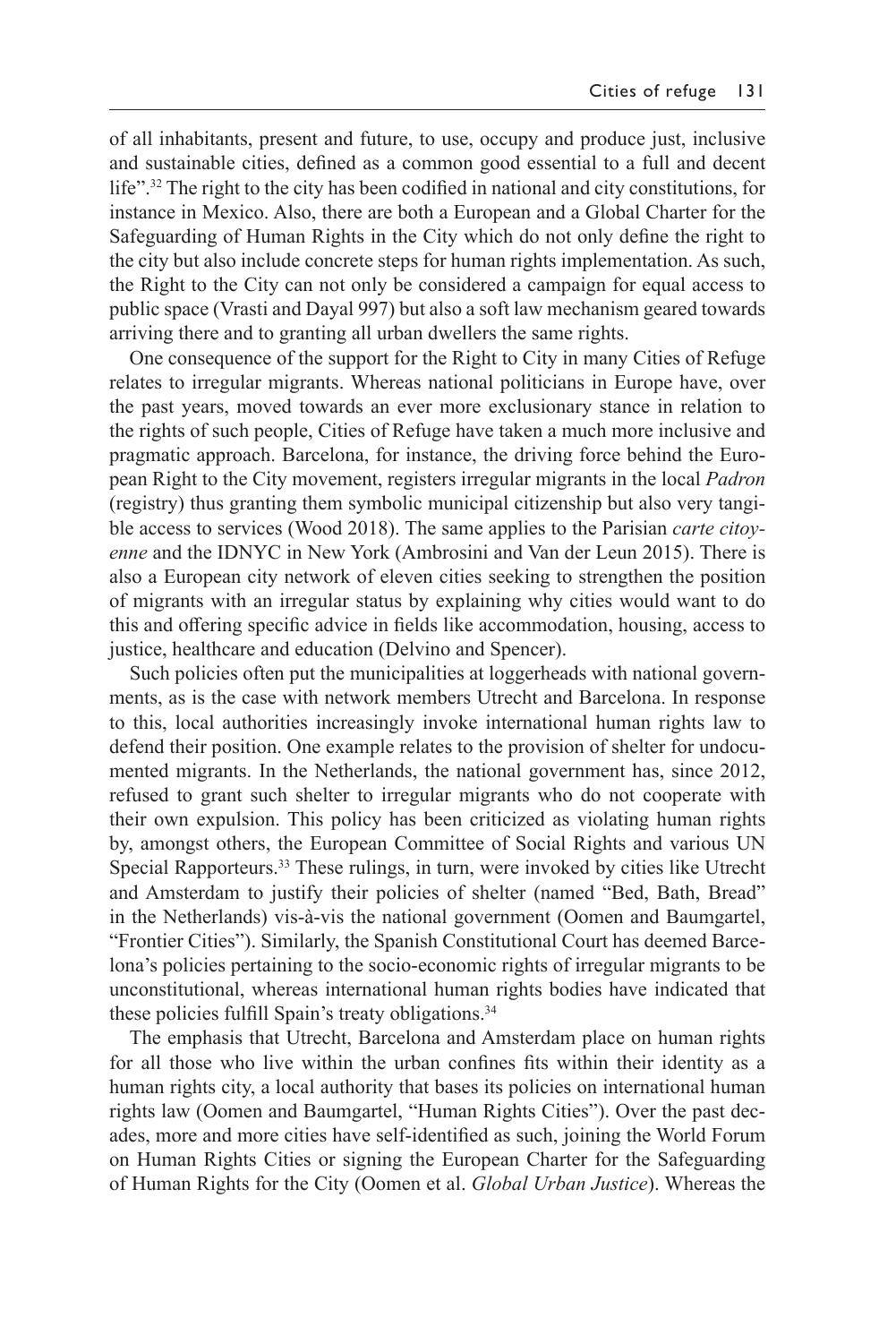of all inhabitants, present and future, to use, occupy and produce just, inclusive and sustainable cities, defined as a common good essential to a full and decent life".[32] The right to the city has been codified in national and city constitutions, for instance in Mexico. Also, there are both a European and a Global Charter for the Safeguarding of Human Rights in the City which do not only define the right to the city but also include concrete steps for human rights implementation. As such, the Right to the City can not only be considered a campaign for equal access to public space (Vrasti and Dayal 997) but also a soft law mechanism geared towards arriving there and to granting all urban dwellers the same rights.

One consequence of the support for the Right to City in many Cities of Refuge relates to irregular migrants. Whereas national politicians in Europe have, over the past years, moved towards an ever more exclusionary stance in relation to the rights of such people, Cities of Refuge have taken a much more inclusive and pragmatic approach. Barcelona, for instance, the driving force behind the European Right to the City movement, registers irregular migrants in the local *Padron* (registry) thus granting them symbolic municipal citizenship but also very tangible access to services (Wood 2018). The same applies to the Parisian *carte citoyenne* and the IDNYC in New York (Ambrosini and Van der Leun 2015). There is also a European city network of eleven cities seeking to strengthen the position of migrants with an irregular status by explaining why cities would want to do this and offering specific advice in fields like accommodation, housing, access to justice, healthcare and education (Delvino and Spencer).

Such policies often put the municipalities at loggerheads with national governments, as is the case with network members Utrecht and Barcelona. In response to this, local authorities increasingly invoke international human rights law to defend their position. One example relates to the provision of shelter for undocumented migrants. In the Netherlands, the national government has, since 2012, refused to grant such shelter to irregular migrants who do not cooperate with their own expulsion. This policy has been criticized as violating human rights by, amongst others, the European Committee of Social Rights and various UN Special Rapporteurs.[33] These rulings, in turn, were invoked by cities like Utrecht and Amsterdam to justify their policies of shelter (named "Bed, Bath, Bread" in the Netherlands) vis-à-vis the national government (Oomen and Baumgartel, "Frontier Cities"). Similarly, the Spanish Constitutional Court has deemed Barcelona's policies pertaining to the socio-economic rights of irregular migrants to be unconstitutional, whereas international human rights bodies have indicated that these policies fulfill Spain's treaty obligations.[34]

The emphasis that Utrecht, Barcelona and Amsterdam place on human rights for all those who live within the urban confines fits within their identity as a human rights city, a local authority that bases its policies on international human rights law (Oomen and Baumgartel, "Human Rights Cities"). Over the past decades, more and more cities have self-identified as such, joining the World Forum on Human Rights Cities or signing the European Charter for the Safeguarding of Human Rights for the City (Oomen et al. *Global Urban Justice*). Whereas the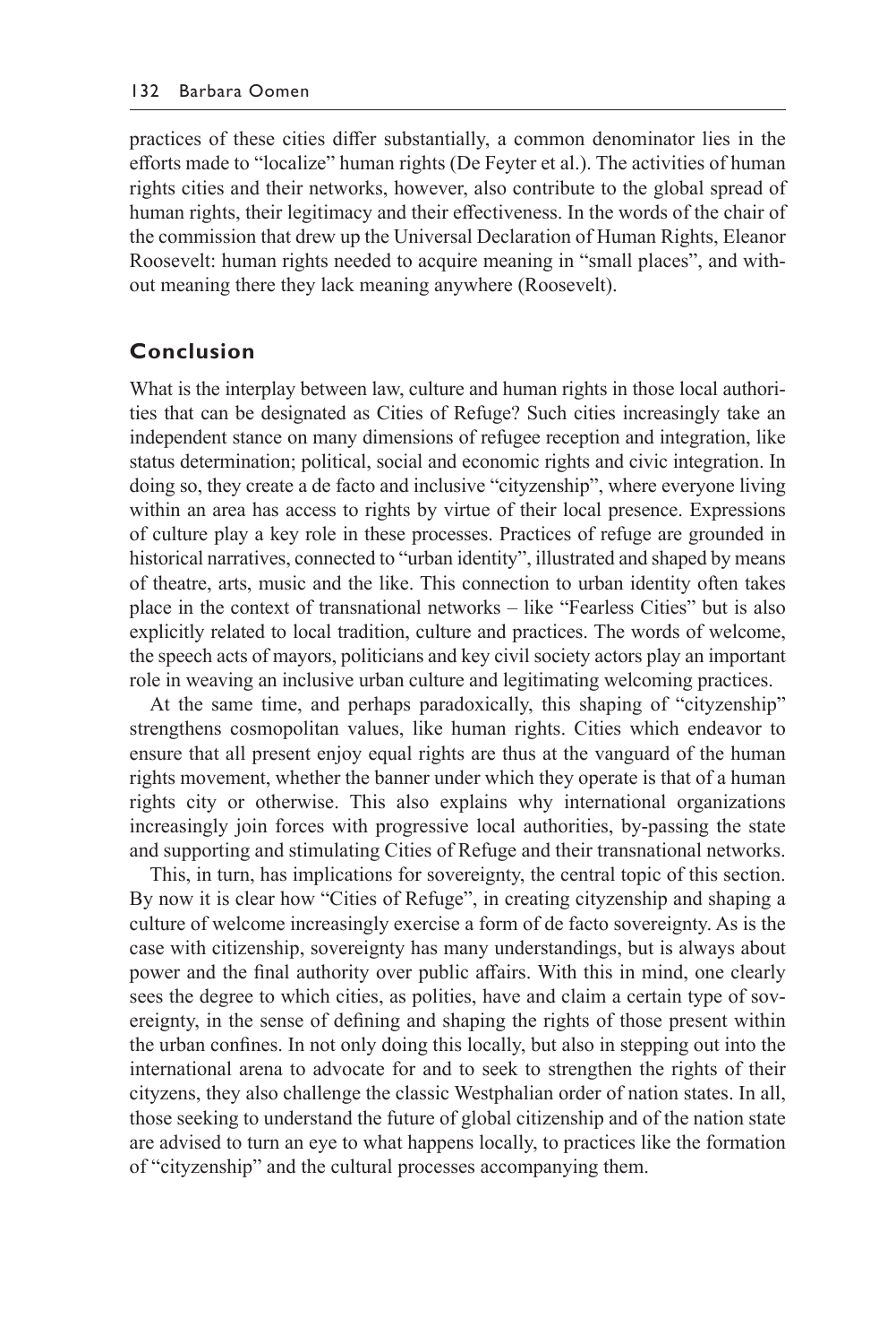practices of these cities differ substantially, a common denominator lies in the efforts made to "localize" human rights (De Feyter et al.). The activities of human rights cities and their networks, however, also contribute to the global spread of human rights, their legitimacy and their effectiveness. In the words of the chair of the commission that drew up the Universal Declaration of Human Rights, Eleanor Roosevelt: human rights needed to acquire meaning in "small places", and without meaning there they lack meaning anywhere (Roosevelt).

## Conclusion

What is the interplay between law, culture and human rights in those local authorities that can be designated as Cities of Refuge? Such cities increasingly take an independent stance on many dimensions of refugee reception and integration, like status determination; political, social and economic rights and civic integration. In doing so, they create a de facto and inclusive "cityzenship", where everyone living within an area has access to rights by virtue of their local presence. Expressions of culture play a key role in these processes. Practices of refuge are grounded in historical narratives, connected to "urban identity", illustrated and shaped by means of theatre, arts, music and the like. This connection to urban identity often takes place in the context of transnational networks – like "Fearless Cities" but is also explicitly related to local tradition, culture and practices. The words of welcome, the speech acts of mayors, politicians and key civil society actors play an important role in weaving an inclusive urban culture and legitimating welcoming practices.

At the same time, and perhaps paradoxically, this shaping of "cityzenship" strengthens cosmopolitan values, like human rights. Cities which endeavor to ensure that all present enjoy equal rights are thus at the vanguard of the human rights movement, whether the banner under which they operate is that of a human rights city or otherwise. This also explains why international organizations increasingly join forces with progressive local authorities, by-passing the state and supporting and stimulating Cities of Refuge and their transnational networks.

This, in turn, has implications for sovereignty, the central topic of this section. By now it is clear how "Cities of Refuge", in creating cityzenship and shaping a culture of welcome increasingly exercise a form of de facto sovereignty. As is the case with citizenship, sovereignty has many understandings, but is always about power and the final authority over public affairs. With this in mind, one clearly sees the degree to which cities, as polities, have and claim a certain type of sovereignty, in the sense of defining and shaping the rights of those present within the urban confines. In not only doing this locally, but also in stepping out into the international arena to advocate for and to seek to strengthen the rights of their cityzens, they also challenge the classic Westphalian order of nation states. In all, those seeking to understand the future of global citizenship and of the nation state are advised to turn an eye to what happens locally, to practices like the formation of "cityzenship" and the cultural processes accompanying them.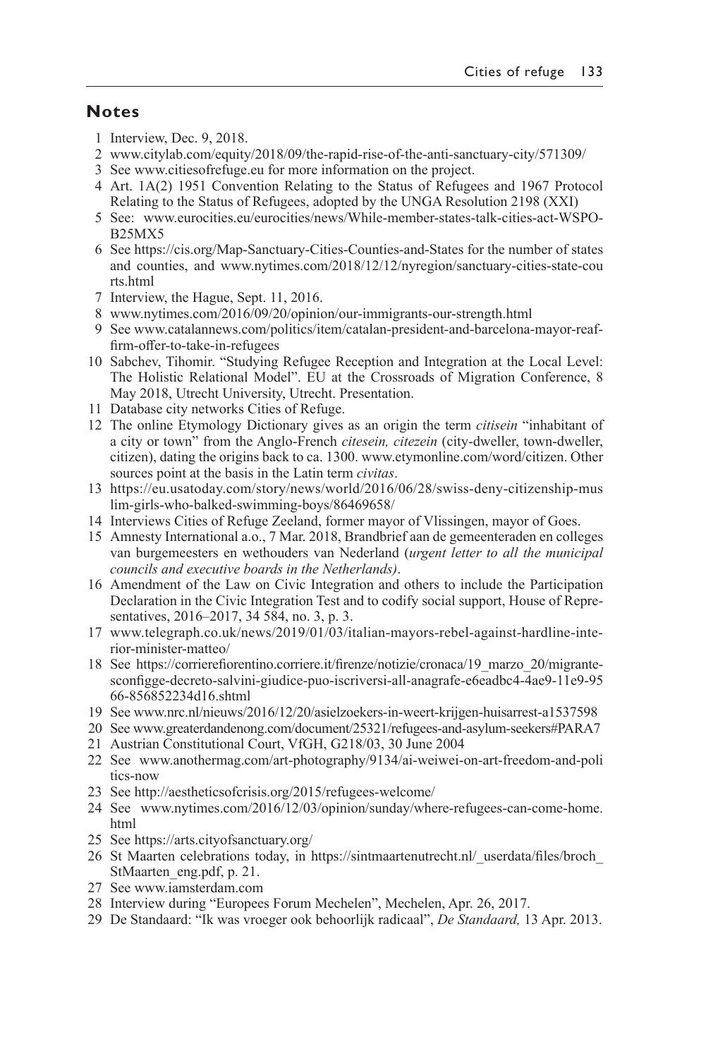## Notes

1. Interview, Dec. 9, 2018.
2. www.citylab.com/equity/2018/09/the-rapid-rise-of-the-anti-sanctuary-city/571309/
3. See www.citiesofrefuge.eu for more information on the project.
4. Art. 1A(2) 1951 Convention Relating to the Status of Refugees and 1967 Protocol Relating to the Status of Refugees, adopted by the UNGA Resolution 2198 (XXI)
5. See: www.eurocities.eu/eurocities/news/While-member-states-talk-cities-act-WSPO-B25MX5
6. See https://cis.org/Map-Sanctuary-Cities-Counties-and-States for the number of states and counties, and www.nytimes.com/2018/12/12/nyregion/sanctuary-cities-state-courts.html
7. Interview, the Hague, Sept. 11, 2016.
8. www.nytimes.com/2016/09/20/opinion/our-immigrants-our-strength.html
9. See www.catalannews.com/politics/item/catalan-president-and-barcelona-mayor-reaffirm-offer-to-take-in-refugees
10. Sabchev, Tihomir. "Studying Refugee Reception and Integration at the Local Level: The Holistic Relational Model". EU at the Crossroads of Migration Conference, 8 May 2018, Utrecht University, Utrecht. Presentation.
11. Database city networks Cities of Refuge.
12. The online Etymology Dictionary gives as an origin the term *citisein* "inhabitant of a city or town" from the Anglo-French *citesein, citezein* (city-dweller, town-dweller, citizen), dating the origins back to ca. 1300. www.etymonline.com/word/citizen. Other sources point at the basis in the Latin term *civitas*.
13. https://eu.usatoday.com/story/news/world/2016/06/28/swiss-deny-citizenship-muslim-girls-who-balked-swimming-boys/86469658/
14. Interviews Cities of Refuge Zeeland, former mayor of Vlissingen, mayor of Goes.
15. Amnesty International a.o., 7 Mar. 2018, Brandbrief aan de gemeenteraden en colleges van burgemeesters en wethouders van Nederland (*urgent letter to all the municipal councils and executive boards in the Netherlands)*.
16. Amendment of the Law on Civic Integration and others to include the Participation Declaration in the Civic Integration Test and to codify social support, House of Representatives, 2016–2017, 34 584, no. 3, p. 3.
17. www.telegraph.co.uk/news/2019/01/03/italian-mayors-rebel-against-hardline-interior-minister-matteo/
18. See https://corrierefiorentino.corriere.it/firenze/notizie/cronaca/19_marzo_20/migrante-sconfigge-decreto-salvini-giudice-puo-iscriversi-all-anagrafe-e6eadbc4-4ae9-11e9-9566-856852234d16.shtml
19. See www.nrc.nl/nieuws/2016/12/20/asielzoekers-in-weert-krijgen-huisarrest-a1537598
20. See www.greaterdandenong.com/document/25321/refugees-and-asylum-seekers#PARA7
21. Austrian Constitutional Court, VfGH, G218/03, 30 June 2004
22. See www.anothermag.com/art-photography/9134/ai-weiwei-on-art-freedom-and-politics-now
23. See http://aestheticsofcrisis.org/2015/refugees-welcome/
24. See www.nytimes.com/2016/12/03/opinion/sunday/where-refugees-can-come-home.html
25. See https://arts.cityofsanctuary.org/
26. St Maarten celebrations today, in https://sintmaartenutrecht.nl/_userdata/files/broch_StMaarten_eng.pdf, p. 21.
27. See www.iamsterdam.com
28. Interview during "Europees Forum Mechelen", Mechelen, Apr. 26, 2017.
29. De Standaard: "Ik was vroeger ook behoorlijk radicaal", *De Standaard,* 13 Apr. 2013.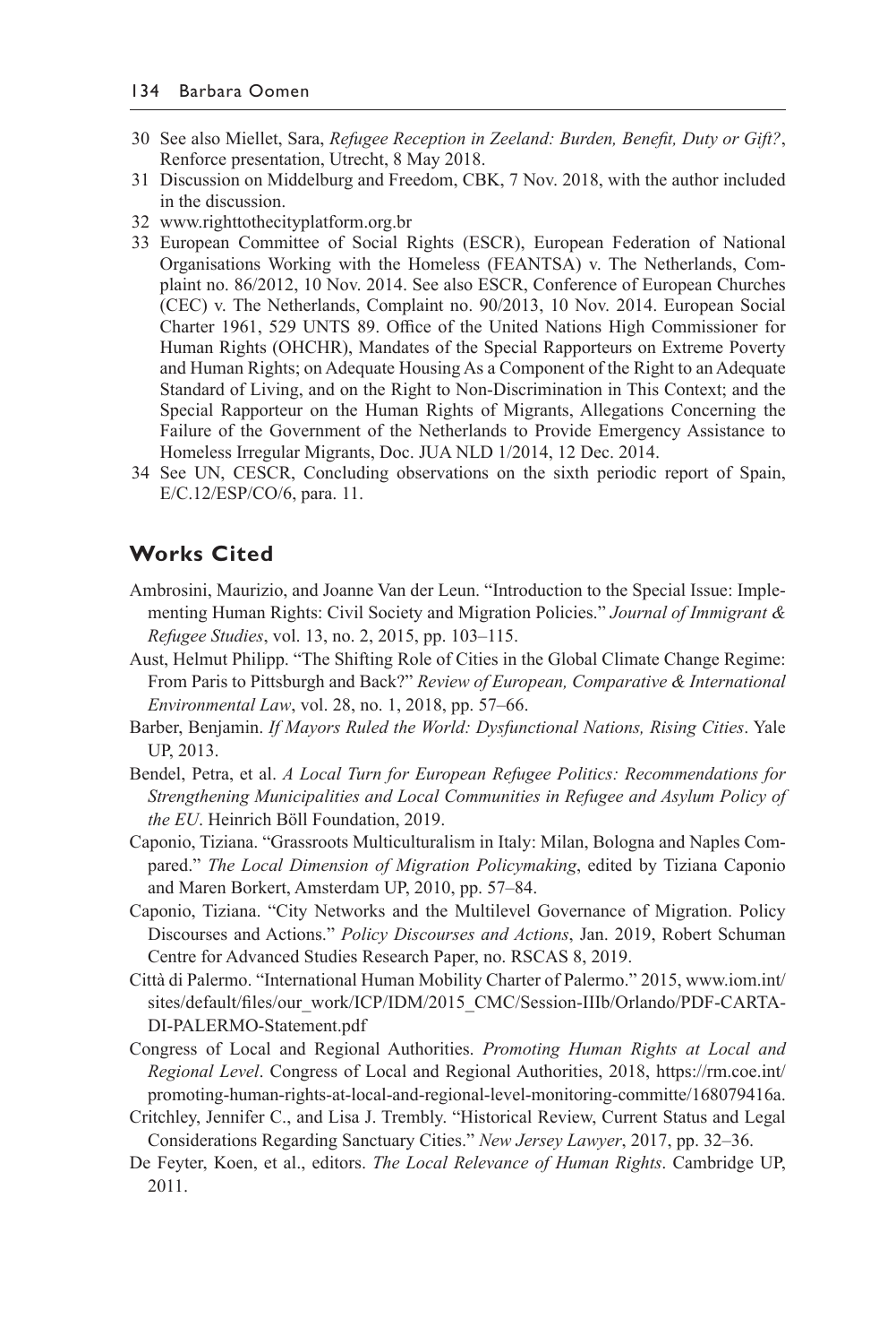30 See also Miellet, Sara, *Refugee Reception in Zeeland: Burden, Benefit, Duty or Gift?*, Renforce presentation, Utrecht, 8 May 2018.

31 Discussion on Middelburg and Freedom, CBK, 7 Nov. 2018, with the author included in the discussion.

32 www.righttothecityplatform.org.br

33 European Committee of Social Rights (ESCR), European Federation of National Organisations Working with the Homeless (FEANTSA) v. The Netherlands, Complaint no. 86/2012, 10 Nov. 2014. See also ESCR, Conference of European Churches (CEC) v. The Netherlands, Complaint no. 90/2013, 10 Nov. 2014. European Social Charter 1961, 529 UNTS 89. Office of the United Nations High Commissioner for Human Rights (OHCHR), Mandates of the Special Rapporteurs on Extreme Poverty and Human Rights; on Adequate Housing As a Component of the Right to an Adequate Standard of Living, and on the Right to Non-Discrimination in This Context; and the Special Rapporteur on the Human Rights of Migrants, Allegations Concerning the Failure of the Government of the Netherlands to Provide Emergency Assistance to Homeless Irregular Migrants, Doc. JUA NLD 1/2014, 12 Dec. 2014.

34 See UN, CESCR, Concluding observations on the sixth periodic report of Spain, E/C.12/ESP/CO/6, para. 11.

## Works Cited

Ambrosini, Maurizio, and Joanne Van der Leun. "Introduction to the Special Issue: Implementing Human Rights: Civil Society and Migration Policies." *Journal of Immigrant & Refugee Studies*, vol. 13, no. 2, 2015, pp. 103–115.

Aust, Helmut Philipp. "The Shifting Role of Cities in the Global Climate Change Regime: From Paris to Pittsburgh and Back?" *Review of European, Comparative & International Environmental Law*, vol. 28, no. 1, 2018, pp. 57–66.

Barber, Benjamin. *If Mayors Ruled the World: Dysfunctional Nations, Rising Cities*. Yale UP, 2013.

Bendel, Petra, et al. *A Local Turn for European Refugee Politics: Recommendations for Strengthening Municipalities and Local Communities in Refugee and Asylum Policy of the EU*. Heinrich Böll Foundation, 2019.

Caponio, Tiziana. "Grassroots Multiculturalism in Italy: Milan, Bologna and Naples Compared." *The Local Dimension of Migration Policymaking*, edited by Tiziana Caponio and Maren Borkert, Amsterdam UP, 2010, pp. 57–84.

Caponio, Tiziana. "City Networks and the Multilevel Governance of Migration. Policy Discourses and Actions." *Policy Discourses and Actions*, Jan. 2019, Robert Schuman Centre for Advanced Studies Research Paper, no. RSCAS 8, 2019.

Città di Palermo. "International Human Mobility Charter of Palermo." 2015, www.iom.int/sites/default/files/our_work/ICP/IDM/2015_CMC/Session-IIIb/Orlando/PDF-CARTA-DI-PALERMO-Statement.pdf

Congress of Local and Regional Authorities. *Promoting Human Rights at Local and Regional Level*. Congress of Local and Regional Authorities, 2018, https://rm.coe.int/promoting-human-rights-at-local-and-regional-level-monitoring-committe/168079416a.

Critchley, Jennifer C., and Lisa J. Trembly. "Historical Review, Current Status and Legal Considerations Regarding Sanctuary Cities." *New Jersey Lawyer*, 2017, pp. 32–36.

De Feyter, Koen, et al., editors. *The Local Relevance of Human Rights*. Cambridge UP, 2011.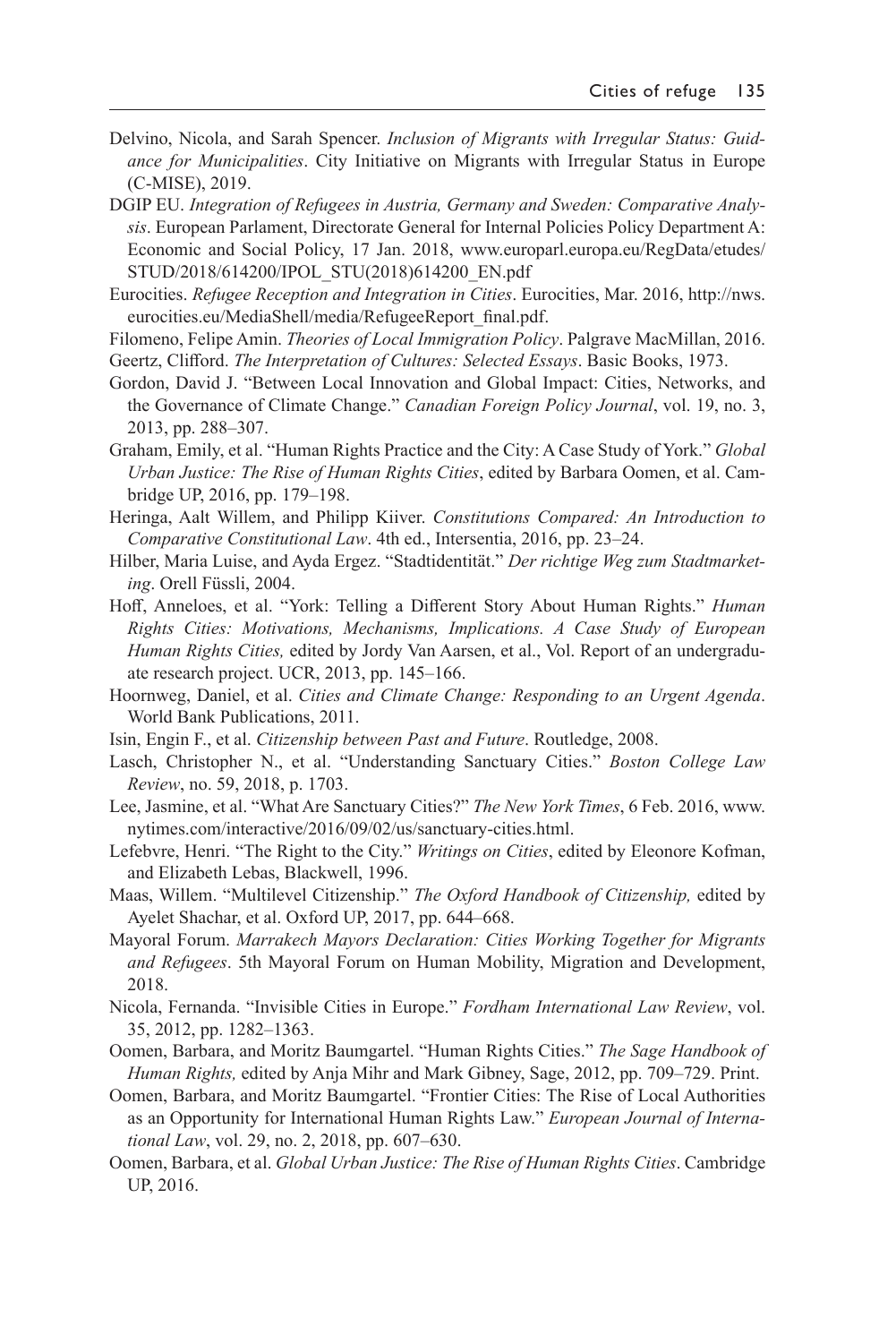Delvino, Nicola, and Sarah Spencer. *Inclusion of Migrants with Irregular Status: Guidance for Municipalities*. City Initiative on Migrants with Irregular Status in Europe (C-MISE), 2019.

DGIP EU. *Integration of Refugees in Austria, Germany and Sweden: Comparative Analysis*. European Parlament, Directorate General for Internal Policies Policy Department A: Economic and Social Policy, 17 Jan. 2018, www.europarl.europa.eu/RegData/etudes/STUD/2018/614200/IPOL_STU(2018)614200_EN.pdf

Eurocities. *Refugee Reception and Integration in Cities*. Eurocities, Mar. 2016, http://nws.eurocities.eu/MediaShell/media/RefugeeReport_final.pdf.

Filomeno, Felipe Amin. *Theories of Local Immigration Policy*. Palgrave MacMillan, 2016.

Geertz, Clifford. *The Interpretation of Cultures: Selected Essays*. Basic Books, 1973.

Gordon, David J. "Between Local Innovation and Global Impact: Cities, Networks, and the Governance of Climate Change." *Canadian Foreign Policy Journal*, vol. 19, no. 3, 2013, pp. 288–307.

Graham, Emily, et al. "Human Rights Practice and the City: A Case Study of York." *Global Urban Justice: The Rise of Human Rights Cities*, edited by Barbara Oomen, et al. Cambridge UP, 2016, pp. 179–198.

Heringa, Aalt Willem, and Philipp Kiiver. *Constitutions Compared: An Introduction to Comparative Constitutional Law*. 4th ed., Intersentia, 2016, pp. 23–24.

Hilber, Maria Luise, and Ayda Ergez. "Stadtidentität." *Der richtige Weg zum Stadtmarketing*. Orell Füssli, 2004.

Hoff, Anneloes, et al. "York: Telling a Different Story About Human Rights." *Human Rights Cities: Motivations, Mechanisms, Implications. A Case Study of European Human Rights Cities,* edited by Jordy Van Aarsen, et al., Vol. Report of an undergraduate research project. UCR, 2013, pp. 145–166.

Hoornweg, Daniel, et al. *Cities and Climate Change: Responding to an Urgent Agenda*. World Bank Publications, 2011.

Isin, Engin F., et al. *Citizenship between Past and Future*. Routledge, 2008.

Lasch, Christopher N., et al. "Understanding Sanctuary Cities." *Boston College Law Review*, no. 59, 2018, p. 1703.

Lee, Jasmine, et al. "What Are Sanctuary Cities?" *The New York Times*, 6 Feb. 2016, www.nytimes.com/interactive/2016/09/02/us/sanctuary-cities.html.

Lefebvre, Henri. "The Right to the City." *Writings on Cities*, edited by Eleonore Kofman, and Elizabeth Lebas, Blackwell, 1996.

Maas, Willem. "Multilevel Citizenship." *The Oxford Handbook of Citizenship,* edited by Ayelet Shachar, et al. Oxford UP, 2017, pp. 644–668.

Mayoral Forum. *Marrakech Mayors Declaration: Cities Working Together for Migrants and Refugees*. 5th Mayoral Forum on Human Mobility, Migration and Development, 2018.

Nicola, Fernanda. "Invisible Cities in Europe." *Fordham International Law Review*, vol. 35, 2012, pp. 1282–1363.

Oomen, Barbara, and Moritz Baumgartel. "Human Rights Cities." *The Sage Handbook of Human Rights,* edited by Anja Mihr and Mark Gibney, Sage, 2012, pp. 709–729. Print.

Oomen, Barbara, and Moritz Baumgartel. "Frontier Cities: The Rise of Local Authorities as an Opportunity for International Human Rights Law." *European Journal of International Law*, vol. 29, no. 2, 2018, pp. 607–630.

Oomen, Barbara, et al. *Global Urban Justice: The Rise of Human Rights Cities*. Cambridge UP, 2016.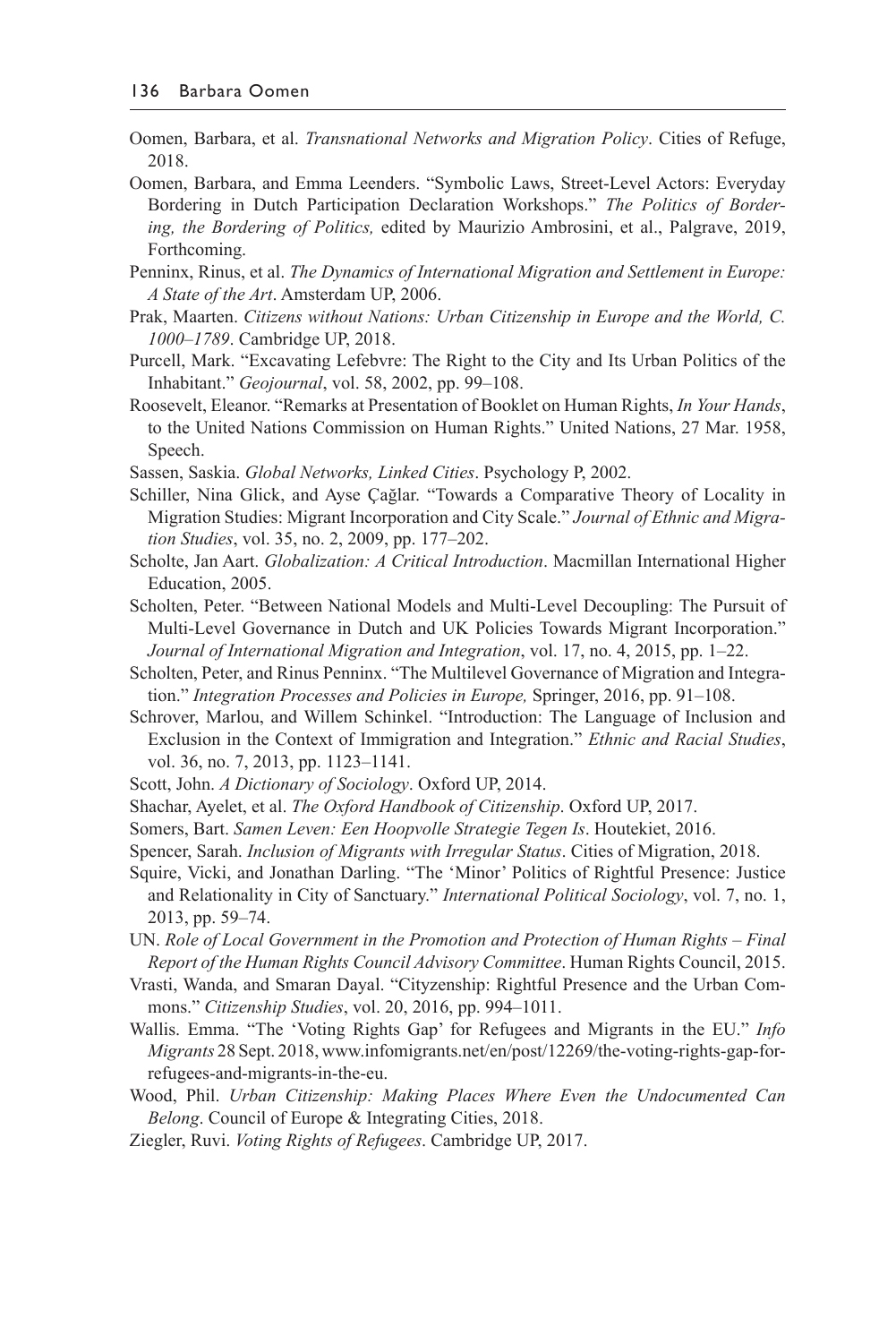Oomen, Barbara, et al. *Transnational Networks and Migration Policy*. Cities of Refuge, 2018.

Oomen, Barbara, and Emma Leenders. "Symbolic Laws, Street-Level Actors: Everyday Bordering in Dutch Participation Declaration Workshops." *The Politics of Bordering, the Bordering of Politics,* edited by Maurizio Ambrosini, et al., Palgrave, 2019, Forthcoming.

Penninx, Rinus, et al. *The Dynamics of International Migration and Settlement in Europe: A State of the Art*. Amsterdam UP, 2006.

Prak, Maarten. *Citizens without Nations: Urban Citizenship in Europe and the World, C. 1000–1789*. Cambridge UP, 2018.

Purcell, Mark. "Excavating Lefebvre: The Right to the City and Its Urban Politics of the Inhabitant." *Geojournal*, vol. 58, 2002, pp. 99–108.

Roosevelt, Eleanor. "Remarks at Presentation of Booklet on Human Rights, *In Your Hands*, to the United Nations Commission on Human Rights." United Nations, 27 Mar. 1958, Speech.

Sassen, Saskia. *Global Networks, Linked Cities*. Psychology P, 2002.

Schiller, Nina Glick, and Ayse Çağlar. "Towards a Comparative Theory of Locality in Migration Studies: Migrant Incorporation and City Scale." *Journal of Ethnic and Migration Studies*, vol. 35, no. 2, 2009, pp. 177–202.

Scholte, Jan Aart. *Globalization: A Critical Introduction*. Macmillan International Higher Education, 2005.

Scholten, Peter. "Between National Models and Multi-Level Decoupling: The Pursuit of Multi-Level Governance in Dutch and UK Policies Towards Migrant Incorporation." *Journal of International Migration and Integration*, vol. 17, no. 4, 2015, pp. 1–22.

Scholten, Peter, and Rinus Penninx. "The Multilevel Governance of Migration and Integration." *Integration Processes and Policies in Europe,* Springer, 2016, pp. 91–108.

Schrover, Marlou, and Willem Schinkel. "Introduction: The Language of Inclusion and Exclusion in the Context of Immigration and Integration." *Ethnic and Racial Studies*, vol. 36, no. 7, 2013, pp. 1123–1141.

Scott, John. *A Dictionary of Sociology*. Oxford UP, 2014.

Shachar, Ayelet, et al. *The Oxford Handbook of Citizenship*. Oxford UP, 2017.

Somers, Bart. *Samen Leven: Een Hoopvolle Strategie Tegen Is*. Houtekiet, 2016.

Spencer, Sarah. *Inclusion of Migrants with Irregular Status*. Cities of Migration, 2018.

Squire, Vicki, and Jonathan Darling. "The 'Minor' Politics of Rightful Presence: Justice and Relationality in City of Sanctuary." *International Political Sociology*, vol. 7, no. 1, 2013, pp. 59–74.

UN. *Role of Local Government in the Promotion and Protection of Human Rights – Final Report of the Human Rights Council Advisory Committee*. Human Rights Council, 2015.

Vrasti, Wanda, and Smaran Dayal. "Cityzenship: Rightful Presence and the Urban Commons." *Citizenship Studies*, vol. 20, 2016, pp. 994–1011.

Wallis. Emma. "The 'Voting Rights Gap' for Refugees and Migrants in the EU." *Info Migrants* 28 Sept. 2018, www.infomigrants.net/en/post/12269/the-voting-rights-gap-for-refugees-and-migrants-in-the-eu.

Wood, Phil. *Urban Citizenship: Making Places Where Even the Undocumented Can Belong*. Council of Europe & Integrating Cities, 2018.

Ziegler, Ruvi. *Voting Rights of Refugees*. Cambridge UP, 2017.